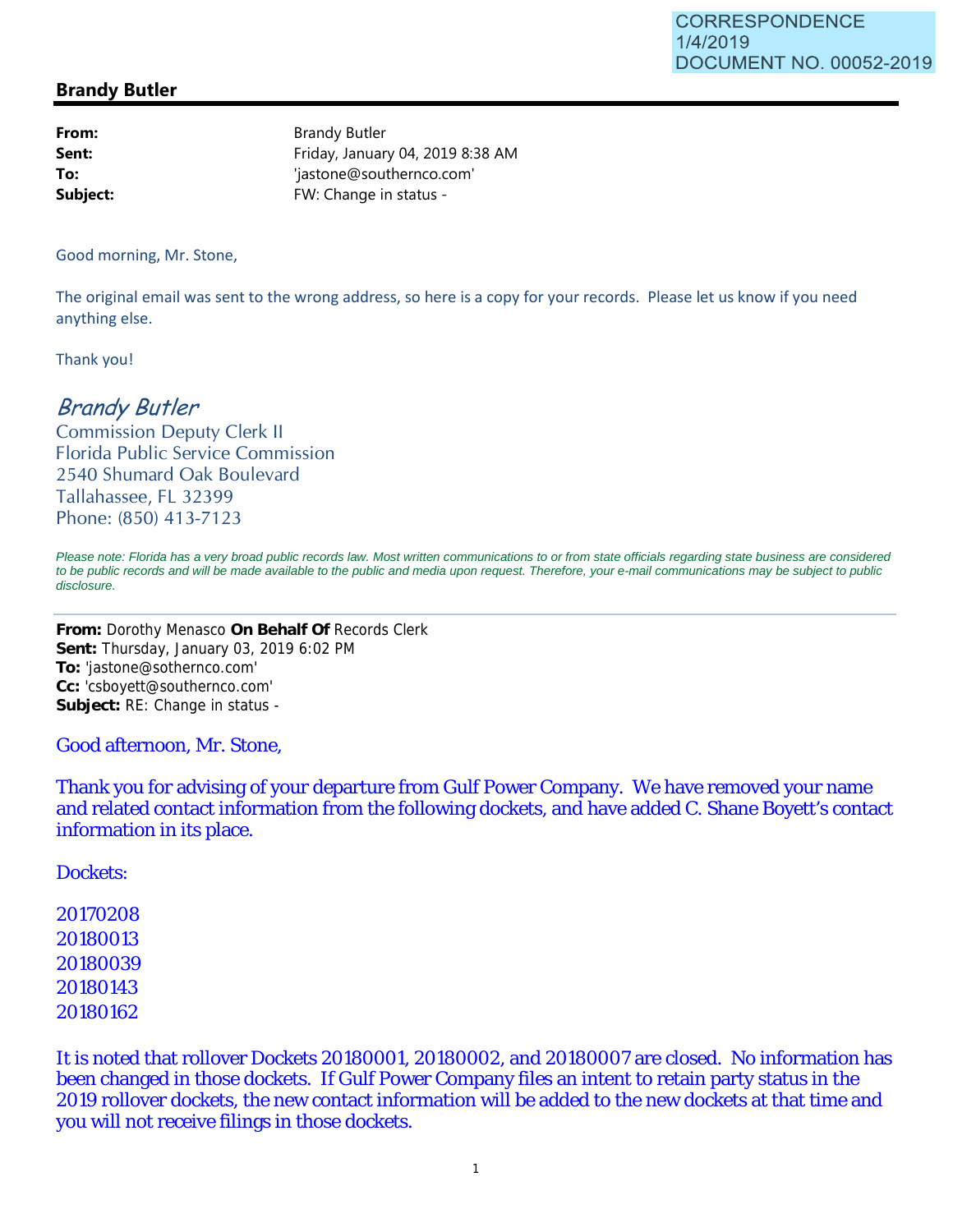CORRESPONDENCE
1/4/2019
DOCUMENT NO. 00052-2019

**Brandy Butler**

| | |
|---|---|
| **From:** | Brandy Butler |
| **Sent:** | Friday, January 04, 2019 8:38 AM |
| **To:** | 'jastone@southernco.com' |
| **Subject:** | FW: Change in status - |

Good morning, Mr. Stone,

The original email was sent to the wrong address, so here is a copy for your records. Please let us know if you need anything else.

Thank you!

*Brandy Butler*
Commission Deputy Clerk II
Florida Public Service Commission
2540 Shumard Oak Boulevard
Tallahassee, FL 32399
Phone: (850) 413-7123

*Please note: Florida has a very broad public records law. Most written communications to or from state officials regarding state business are considered to be public records and will be made available to the public and media upon request. Therefore, your e-mail communications may be subject to public disclosure.*

---

**From:** Dorothy Menasco **On Behalf Of** Records Clerk
**Sent:** Thursday, January 03, 2019 6:02 PM
**To:** 'jastone@sothernco.com'
**Cc:** 'csboyett@southernco.com'
**Subject:** RE: Change in status -

Good afternoon, Mr. Stone,

Thank you for advising of your departure from Gulf Power Company. We have removed your name and related contact information from the following dockets, and have added C. Shane Boyett's contact information in its place.

Dockets:

20170208
20180013
20180039
20180143
20180162

It is noted that rollover Dockets 20180001, 20180002, and 20180007 are closed. No information has been changed in those dockets. If Gulf Power Company files an intent to retain party status in the 2019 rollover dockets, the new contact information will be added to the new dockets at that time and you will not receive filings in those dockets.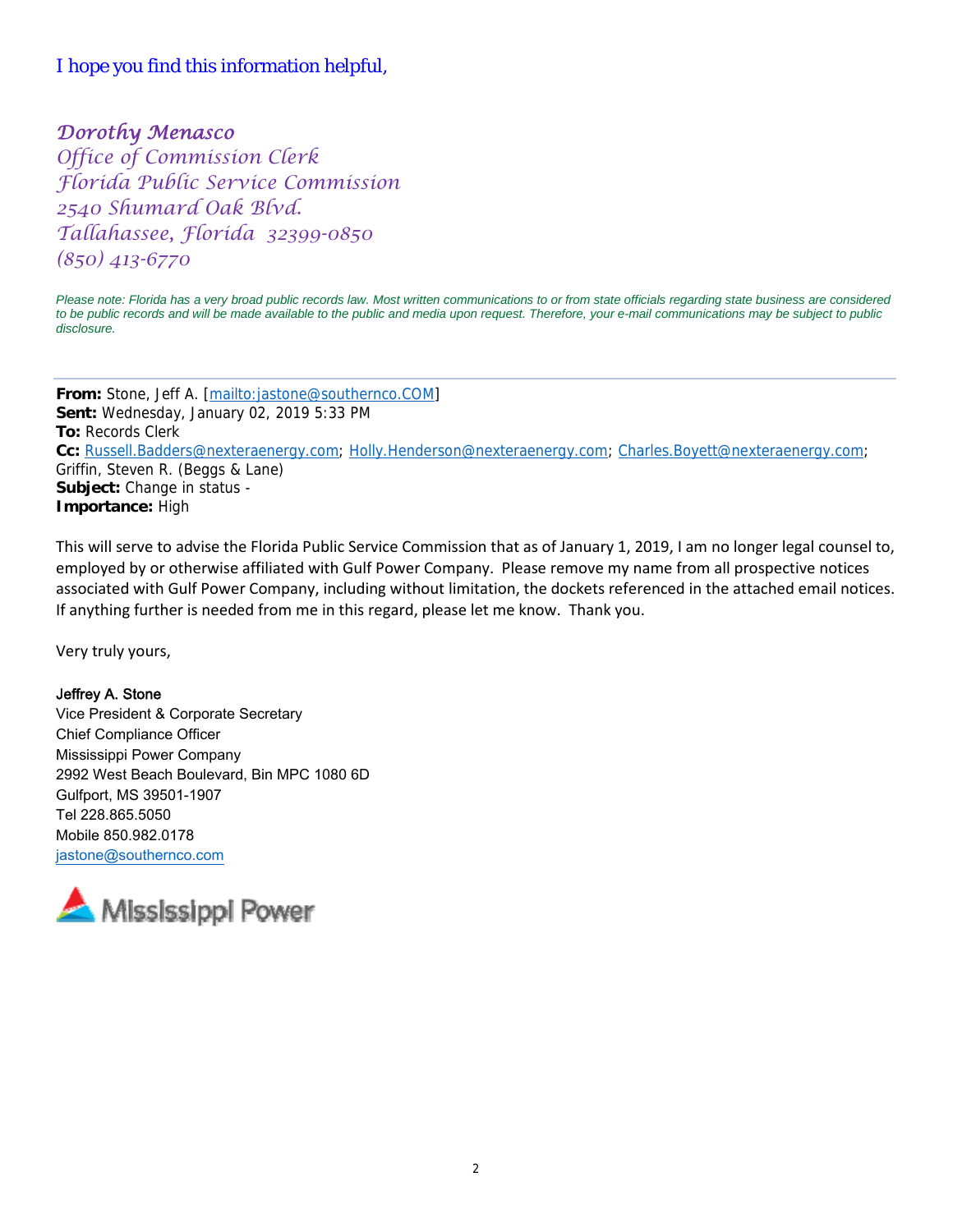I hope you find this information helpful,

*Dorothy Menasco*
*Office of Commission Clerk*
*Florida Public Service Commission*
*2540 Shumard Oak Blvd.*
*Tallahassee, Florida 32399-0850*
*(850) 413-6770*

*Please note: Florida has a very broad public records law. Most written communications to or from state officials regarding state business are considered to be public records and will be made available to the public and media upon request. Therefore, your e-mail communications may be subject to public disclosure.*

---

**From:** Stone, Jeff A. [mailto:jastone@southernco.COM]
**Sent:** Wednesday, January 02, 2019 5:33 PM
**To:** Records Clerk
**Cc:** Russell.Badders@nexteraenergy.com; Holly.Henderson@nexteraenergy.com; Charles.Boyett@nexteraenergy.com; Griffin, Steven R. (Beggs & Lane)
**Subject:** Change in status -
**Importance:** High

This will serve to advise the Florida Public Service Commission that as of January 1, 2019, I am no longer legal counsel to, employed by or otherwise affiliated with Gulf Power Company. Please remove my name from all prospective notices associated with Gulf Power Company, including without limitation, the dockets referenced in the attached email notices. If anything further is needed from me in this regard, please let me know. Thank you.

Very truly yours,

**Jeffrey A. Stone**
Vice President & Corporate Secretary
Chief Compliance Officer
Mississippi Power Company
2992 West Beach Boulevard, Bin MPC 1080 6D
Gulfport, MS 39501-1907
Tel 228.865.5050
Mobile 850.982.0178
jastone@southernco.com

Mississippi Power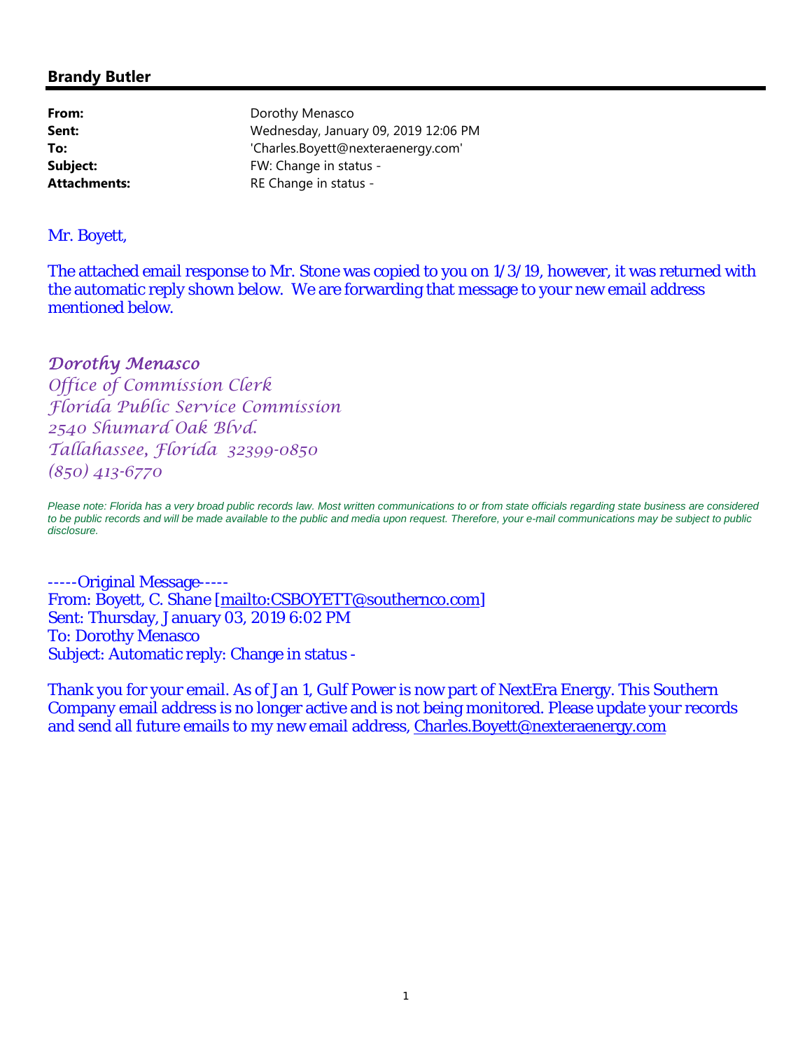## Brandy Butler

**From:** Dorothy Menasco
**Sent:** Wednesday, January 09, 2019 12:06 PM
**To:** 'Charles.Boyett@nexteraenergy.com'
**Subject:** FW: Change in status -
**Attachments:** RE Change in status -

Mr. Boyett,

The attached email response to Mr. Stone was copied to you on 1/3/19, however, it was returned with the automatic reply shown below. We are forwarding that message to your new email address mentioned below.

*Dorothy Menasco*
*Office of Commission Clerk*
*Florida Public Service Commission*
*2540 Shumard Oak Blvd.*
*Tallahassee, Florida 32399-0850*
*(850) 413-6770*

*Please note: Florida has a very broad public records law. Most written communications to or from state officials regarding state business are considered to be public records and will be made available to the public and media upon request. Therefore, your e-mail communications may be subject to public disclosure.*

-----Original Message-----
From: Boyett, C. Shane [mailto:CSBOYETT@southernco.com]
Sent: Thursday, January 03, 2019 6:02 PM
To: Dorothy Menasco
Subject: Automatic reply: Change in status -

Thank you for your email. As of Jan 1, Gulf Power is now part of NextEra Energy. This Southern Company email address is no longer active and is not being monitored. Please update your records and send all future emails to my new email address, Charles.Boyett@nexteraenergy.com